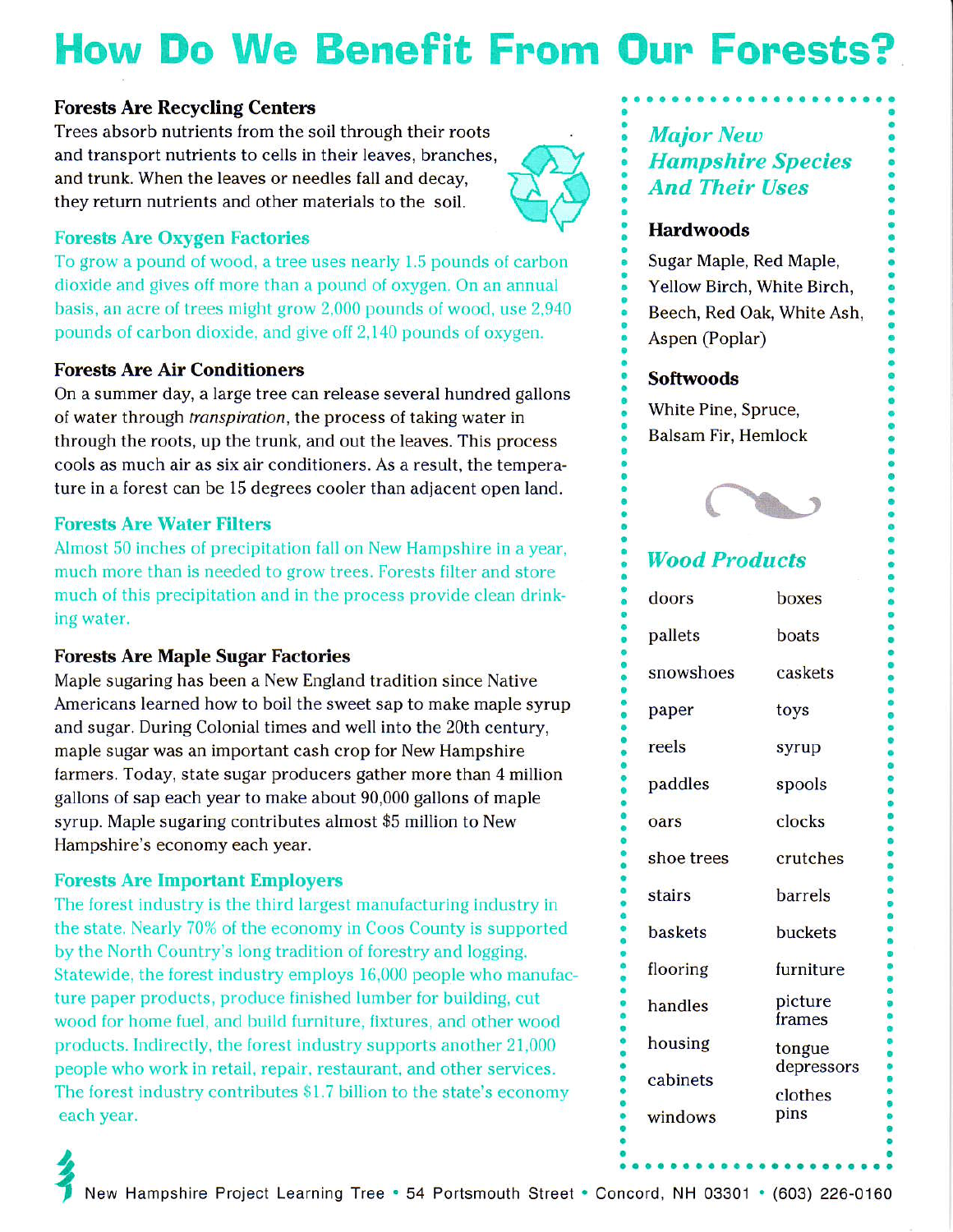# How Do We Benefit From Our Forests?

### Forests Are Recycling Centers

Trees absorb nutrients from the soil through their roots and transport nutrients to cells in their leaves, branches, and trunk. When the leaves or needles fall and decay, they return nutrients and other materials to the soil.

### Forests Are Oxygen Factories

To grow a pound of wood, a tree uses nearly 1.5 pounds of carbon dioxide and gives off more than a pound of oxygen. On an annual basis, an acre of trees might grow 2,000 pounds of wood, use 2,940 pounds of carbon dioxide, and give off 2,140 pounds of oxygen.

### Forests Are Air Conditioners

On a summer day, a large tree can release several hundred gallons of water through *transpiration*, the process of taking water in through the roots, up the trunk, and out the leaves. This process cools as much air as six air conditioners. As a result, the temperature in a forest can be 15 degrees cooler than adjacent open land.

### Forests Are Water Filters

Almost 50 inches of precipitation fall on New Hampshire in a year, much more than is needed to grow trees. Forests filter and store much of this precipitation and in the process provide clean drinking water.

### Forests Are Maple Sugar Factories

Maple sugaring has been a New England tradition since Native Americans learned how to boil the sweet sap to make maple syrup and sugar. During Colonial times and well into the 20th century, maple sugar was an important cash crop for New Hampshire farmers. Today, state sugar producers gather more than 4 million gallons of sap each year to make about 90,000 gallons of maple syrup. Maple sugaring contributes almost $5 million to New Hampshire's economy each year.

### Forests Are Important Employers

The forest industry is the third largest manufacturing industry in the state. Nearly 70% of the economy in Coos County is supported by the North Country's long tradition of forestry and logging. Statewide, the forest industry employs 16,000 people who manufacture paper products, produce finished lumber for building, cut wood for home fuel, and build furniture, fixtures, and other wood products. Indirectly, the forest industry supports another 21,000 people who work in retail, repair, restaurant, and other services. The forest industry contributes $1.7 billion to the state's economy each year.

## *Major New Hampshire Species And Their Uses*

### Hardwoods

Sugar Maple, Red Maple, Yellow Birch, White Birch, Beech, Red Oak, White Ash, Aspen (Poplar)

### Softwoods

White Pine, Spruce, Balsam Fir, Hemlock

## *Wood Products*

- doors
- pallets
- snowshoes
- paper
- reels
- paddles
- oars
- shoe trees
- stairs
- baskets
- flooring
- handles
- housing
- cabinets
- windows
- boxes
- boats
- caskets
- toys
- syrup
- spools
- clocks
- crutches
- barrels
- buckets
- furniture
- picture frames
- tongue depressors
- clothes pins

New Hampshire Project Learning Tree • 54 Portsmouth Street • Concord, NH 03301 • (603) 226-0160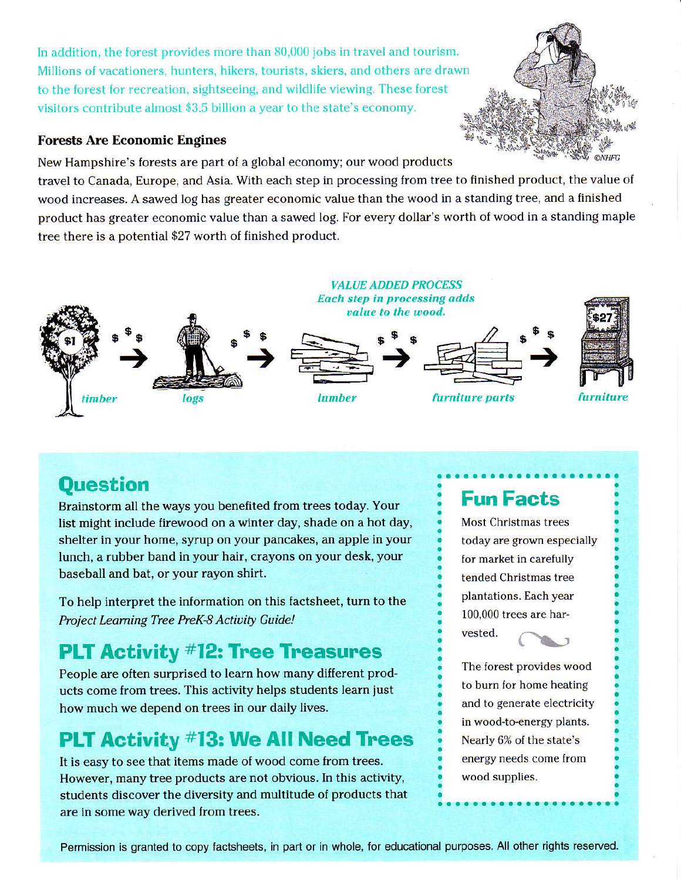In addition, the forest provides more than 80,000 jobs in travel and tourism. Millions of vacationers, hunters, hikers, tourists, skiers, and others are drawn to the forest for recreation, sightseeing, and wildlife viewing. These forest visitors contribute almost $3.5 billion a year to the state's economy.

©NHFG

### Forests Are Economic Engines

New Hampshire's forests are part of a global economy; our wood products travel to Canada, Europe, and Asia. With each step in processing from tree to finished product, the value of wood increases. A sawed log has greater economic value than the wood in a standing tree, and a finished product has greater economic value than a sawed log. For every dollar's worth of wood in a standing maple tree there is a potential $27 worth of finished product.

*VALUE ADDED PROCESS*
*Each step in processing adds value to the wood.*

$1 timber → logs → lumber → furniture parts → furniture $27

## Question

Brainstorm all the ways you benefited from trees today. Your list might include firewood on a winter day, shade on a hot day, shelter in your home, syrup on your pancakes, an apple in your lunch, a rubber band in your hair, crayons on your desk, your baseball and bat, or your rayon shirt.

To help interpret the information on this factsheet, turn to the *Project Learning Tree PreK-8 Activity Guide!*

## PLT Activity #12: Tree Treasures

People are often surprised to learn how many different products come from trees. This activity helps students learn just how much we depend on trees in our daily lives.

## PLT Activity #13: We All Need Trees

It is easy to see that items made of wood come from trees. However, many tree products are not obvious. In this activity, students discover the diversity and multitude of products that are in some way derived from trees.

## Fun Facts

Most Christmas trees today are grown especially for market in carefully tended Christmas tree plantations. Each year 100,000 trees are harvested.

The forest provides wood to burn for home heating and to generate electricity in wood-to-energy plants. Nearly 6% of the state's energy needs come from wood supplies.

Permission is granted to copy factsheets, in part or in whole, for educational purposes. All other rights reserved.